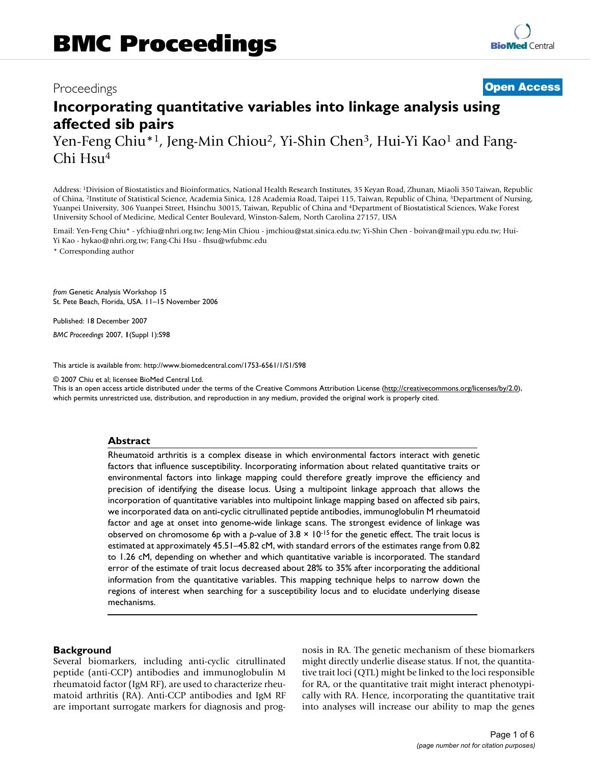Proceedings **Open Access**

# Incorporating quantitative variables into linkage analysis using affected sib pairs

Yen-Feng Chiu*[1], Jeng-Min Chiou[2], Yi-Shin Chen[3], Hui-Yi Kao[1] and Fang-Chi Hsu[4]

Address: [1]Division of Biostatistics and Bioinformatics, National Health Research Institutes, 35 Keyan Road, Zhunan, Miaoli 350 Taiwan, Republic of China, [2]Institute of Statistical Science, Academia Sinica, 128 Academia Road, Taipei 115, Taiwan, Republic of China, [3]Department of Nursing, Yuanpei University, 306 Yuanpei Street, Hsinchu 30015, Taiwan, Republic of China and [4]Department of Biostatistical Sciences, Wake Forest University School of Medicine, Medical Center Boulevard, Winston-Salem, North Carolina 27157, USA

Email: Yen-Feng Chiu* - yfchiu@nhri.org.tw; Jeng-Min Chiou - jmchiou@stat.sinica.edu.tw; Yi-Shin Chen - boivan@mail.ypu.edu.tw; Hui-Yi Kao - hykao@nhri.org.tw; Fang-Chi Hsu - fhsu@wfubmc.edu

* Corresponding author

*from* Genetic Analysis Workshop 15
St. Pete Beach, Florida, USA. 11–15 November 2006

Published: 18 December 2007

*BMC Proceedings* 2007, **1**(Suppl 1):S98

This article is available from: http://www.biomedcentral.com/1753-6561/1/S1/S98

© 2007 Chiu et al; licensee BioMed Central Ltd.
This is an open access article distributed under the terms of the Creative Commons Attribution License (http://creativecommons.org/licenses/by/2.0), which permits unrestricted use, distribution, and reproduction in any medium, provided the original work is properly cited.

## Abstract

Rheumatoid arthritis is a complex disease in which environmental factors interact with genetic factors that influence susceptibility. Incorporating information about related quantitative traits or environmental factors into linkage mapping could therefore greatly improve the efficiency and precision of identifying the disease locus. Using a multipoint linkage approach that allows the incorporation of quantitative variables into multipoint linkage mapping based on affected sib pairs, we incorporated data on anti-cyclic citrullinated peptide antibodies, immunoglobulin M rheumatoid factor and age at onset into genome-wide linkage scans. The strongest evidence of linkage was observed on chromosome 6p with a *p*-value of $3.8 \times 10^{-15}$ for the genetic effect. The trait locus is estimated at approximately 45.51–45.82 cM, with standard errors of the estimates range from 0.82 to 1.26 cM, depending on whether and which quantitative variable is incorporated. The standard error of the estimate of trait locus decreased about 28% to 35% after incorporating the additional information from the quantitative variables. This mapping technique helps to narrow down the regions of interest when searching for a susceptibility locus and to elucidate underlying disease mechanisms.

## Background

Several biomarkers, including anti-cyclic citrullinated peptide (anti-CCP) antibodies and immunoglobulin M rheumatoid factor (IgM RF), are used to characterize rheumatoid arthritis (RA). Anti-CCP antibodies and IgM RF are important surrogate markers for diagnosis and prognosis in RA. The genetic mechanism of these biomarkers might directly underlie disease status. If not, the quantitative trait loci (QTL) might be linked to the loci responsible for RA, or the quantitative trait might interact phenotypically with RA. Hence, incorporating the quantitative trait into analyses will increase our ability to map the genes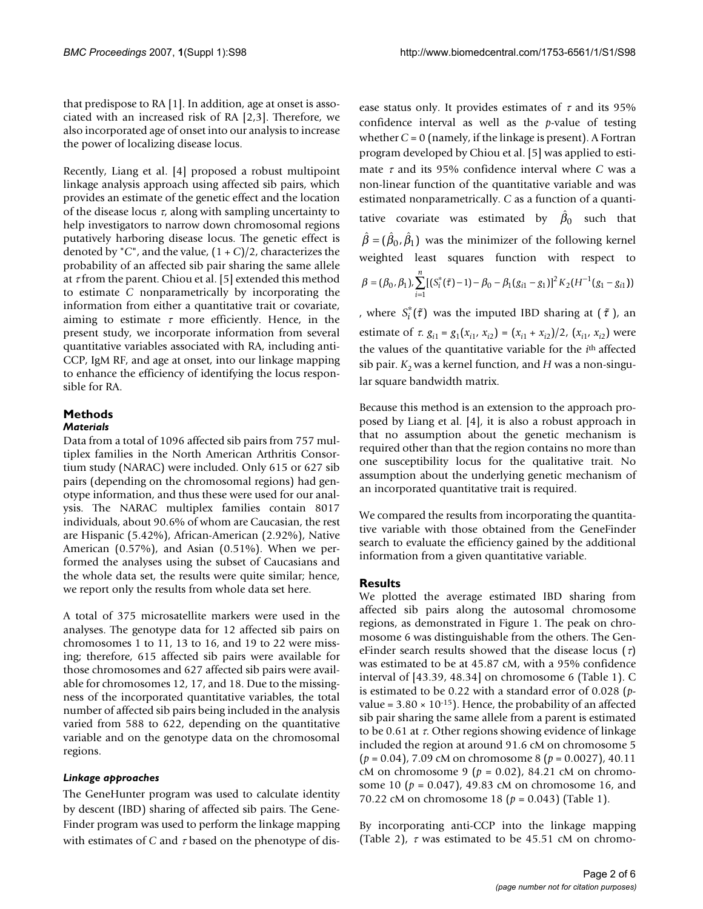that predispose to RA [1]. In addition, age at onset is associated with an increased risk of RA [2,3]. Therefore, we also incorporated age of onset into our analysis to increase the power of localizing disease locus.

Recently, Liang et al. [4] proposed a robust multipoint linkage analysis approach using affected sib pairs, which provides an estimate of the genetic effect and the location of the disease locus $\tau$, along with sampling uncertainty to help investigators to narrow down chromosomal regions putatively harboring disease locus. The genetic effect is denoted by "$C$", and the value, $(1 + C)/2$, characterizes the probability of an affected sib pair sharing the same allele at $\tau$ from the parent. Chiou et al. [5] extended this method to estimate $C$ nonparametrically by incorporating the information from either a quantitative trait or covariate, aiming to estimate $\tau$ more efficiently. Hence, in the present study, we incorporate information from several quantitative variables associated with RA, including anti-CCP, IgM RF, and age at onset, into our linkage mapping to enhance the efficiency of identifying the locus responsible for RA.

## Methods

### *Materials*

Data from a total of 1096 affected sib pairs from 757 multiplex families in the North American Arthritis Consortium study (NARAC) were included. Only 615 or 627 sib pairs (depending on the chromosomal regions) had genotype information, and thus these were used for our analysis. The NARAC multiplex families contain 8017 individuals, about 90.6% of whom are Caucasian, the rest are Hispanic (5.42%), African-American (2.92%), Native American (0.57%), and Asian (0.51%). When we performed the analyses using the subset of Caucasians and the whole data set, the results were quite similar; hence, we report only the results from whole data set here.

A total of 375 microsatellite markers were used in the analyses. The genotype data for 12 affected sib pairs on chromosomes 1 to 11, 13 to 16, and 19 to 22 were missing; therefore, 615 affected sib pairs were available for those chromosomes and 627 affected sib pairs were available for chromosomes 12, 17, and 18. Due to the missingness of the incorporated quantitative variables, the total number of affected sib pairs being included in the analysis varied from 588 to 622, depending on the quantitative variable and on the genotype data on the chromosomal regions.

### *Linkage approaches*

The GeneHunter program was used to calculate identity by descent (IBD) sharing of affected sib pairs. The GeneFinder program was used to perform the linkage mapping with estimates of $C$ and $\tau$ based on the phenotype of disease status only. It provides estimates of $\tau$ and its 95% confidence interval as well as the $p$-value of testing whether $C = 0$ (namely, if the linkage is present). A Fortran program developed by Chiou et al. [5] was applied to estimate $\tau$ and its 95% confidence interval where $C$ was a non-linear function of the quantitative variable and was estimated nonparametrically. $C$ as a function of a quantitative covariate was estimated by $\hat{\beta}_0$ such that $\hat{\beta} = (\hat{\beta}_0, \hat{\beta}_1)$ was the minimizer of the following kernel weighted least squares function with respect to $\beta = (\beta_0, \beta_1), \sum_{i=1}^{n}[(S_i^*(\tilde{\tau}) - 1) - \beta_0 - \beta_1(g_{i1} - g_1)]^2 K_2(H^{-1}(g_1 - g_{i1}))$, where $S_i^*(\tilde{\tau})$ was the imputed IBD sharing at ($\tilde{\tau}$), an estimate of $\tau$. $g_{i1} = g_1(x_{i1}, x_{i2}) = (x_{i1} + x_{i2})/2$, $(x_{i1}, x_{i2})$ were the values of the quantitative variable for the $i$th affected sib pair. $K_2$ was a kernel function, and $H$ was a non-singular square bandwidth matrix.

Because this method is an extension to the approach proposed by Liang et al. [4], it is also a robust approach in that no assumption about the genetic mechanism is required other than that the region contains no more than one susceptibility locus for the qualitative trait. No assumption about the underlying genetic mechanism of an incorporated quantitative trait is required.

We compared the results from incorporating the quantitative variable with those obtained from the GeneFinder search to evaluate the efficiency gained by the additional information from a given quantitative variable.

## Results

We plotted the average estimated IBD sharing from affected sib pairs along the autosomal chromosome regions, as demonstrated in Figure 1. The peak on chromosome 6 was distinguishable from the others. The GeneFinder search results showed that the disease locus ($\tau$) was estimated to be at 45.87 cM, with a 95% confidence interval of [43.39, 48.34] on chromosome 6 (Table 1). C is estimated to be 0.22 with a standard error of 0.028 ($p$-value = $3.80 \times 10^{-15}$). Hence, the probability of an affected sib pair sharing the same allele from a parent is estimated to be 0.61 at $\tau$. Other regions showing evidence of linkage included the region at around 91.6 cM on chromosome 5 ($p = 0.04$), 7.09 cM on chromosome 8 ($p = 0.0027$), 40.11 cM on chromosome 9 ($p = 0.02$), 84.21 cM on chromosome 10 ($p = 0.047$), 49.83 cM on chromosome 16, and 70.22 cM on chromosome 18 ($p = 0.043$) (Table 1).

By incorporating anti-CCP into the linkage mapping (Table 2), $\tau$ was estimated to be 45.51 cM on chromo-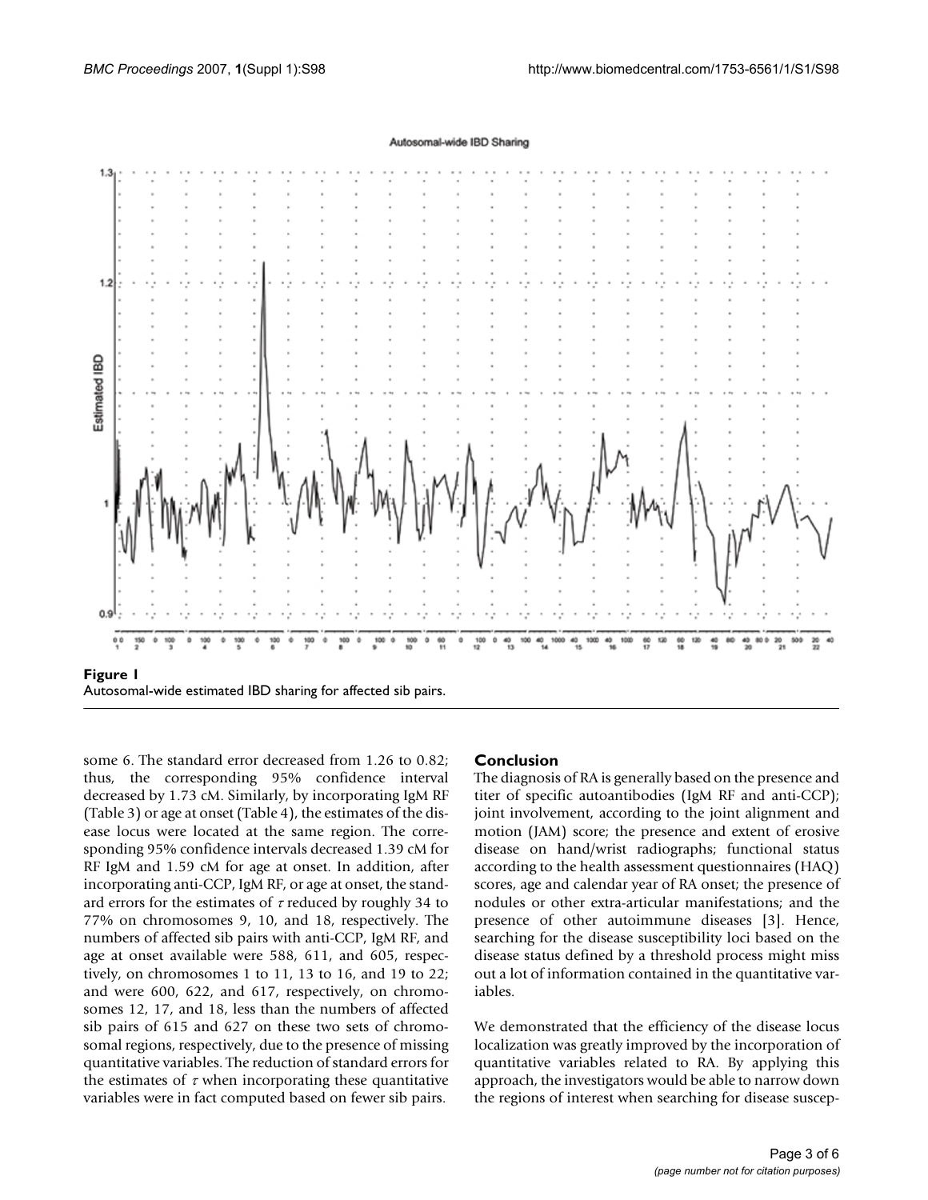**Figure 1**
Autosomal-wide estimated IBD sharing for affected sib pairs.

some 6. The standard error decreased from 1.26 to 0.82; thus, the corresponding 95% confidence interval decreased by 1.73 cM. Similarly, by incorporating IgM RF (Table 3) or age at onset (Table 4), the estimates of the disease locus were located at the same region. The corresponding 95% confidence intervals decreased 1.39 cM for RF IgM and 1.59 cM for age at onset. In addition, after incorporating anti-CCP, IgM RF, or age at onset, the standard errors for the estimates of $\tau$ reduced by roughly 34 to 77% on chromosomes 9, 10, and 18, respectively. The numbers of affected sib pairs with anti-CCP, IgM RF, and age at onset available were 588, 611, and 605, respectively, on chromosomes 1 to 11, 13 to 16, and 19 to 22; and were 600, 622, and 617, respectively, on chromosomes 12, 17, and 18, less than the numbers of affected sib pairs of 615 and 627 on these two sets of chromosomal regions, respectively, due to the presence of missing quantitative variables. The reduction of standard errors for the estimates of $\tau$ when incorporating these quantitative variables were in fact computed based on fewer sib pairs.

## Conclusion

The diagnosis of RA is generally based on the presence and titer of specific autoantibodies (IgM RF and anti-CCP); joint involvement, according to the joint alignment and motion (JAM) score; the presence and extent of erosive disease on hand/wrist radiographs; functional status according to the health assessment questionnaires (HAQ) scores, age and calendar year of RA onset; the presence of nodules or other extra-articular manifestations; and the presence of other autoimmune diseases [3]. Hence, searching for the disease susceptibility loci based on the disease status defined by a threshold process might miss out a lot of information contained in the quantitative variables.

We demonstrated that the efficiency of the disease locus localization was greatly improved by the incorporation of quantitative variables related to RA. By applying this approach, the investigators would be able to narrow down the regions of interest when searching for disease suscep-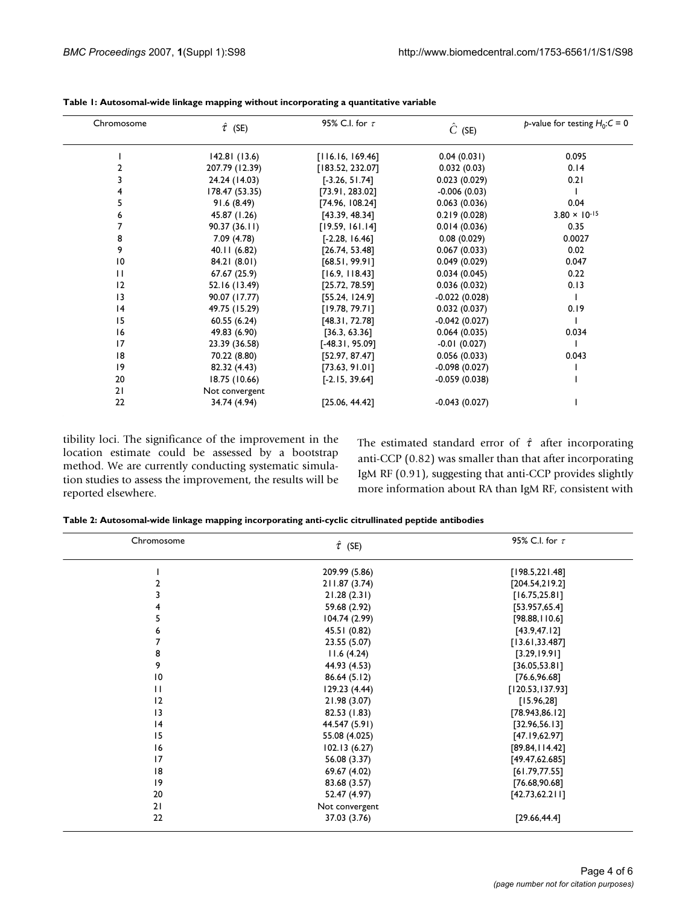**Table 1: Autosomal-wide linkage mapping without incorporating a quantitative variable**

| Chromosome | $\hat{\tau}$ (SE) | 95% C.I. for $\tau$ | $\hat{C}$ (SE) | p-value for testing $H_0$:C = 0 |
|---|---|---|---|---|
| 1 | 142.81 (13.6) | [116.16, 169.46] | 0.04 (0.031) | 0.095 |
| 2 | 207.79 (12.39) | [183.52, 232.07] | 0.032 (0.03) | 0.14 |
| 3 | 24.24 (14.03) | [-3.26, 51.74] | 0.023 (0.029) | 0.21 |
| 4 | 178.47 (53.35) | [73.91, 283.02] | -0.006 (0.03) | 1 |
| 5 | 91.6 (8.49) | [74.96, 108.24] | 0.063 (0.036) | 0.04 |
| 6 | 45.87 (1.26) | [43.39, 48.34] | 0.219 (0.028) | $3.80 \times 10^{-15}$ |
| 7 | 90.37 (36.11) | [19.59, 161.14] | 0.014 (0.036) | 0.35 |
| 8 | 7.09 (4.78) | [-2.28, 16.46] | 0.08 (0.029) | 0.0027 |
| 9 | 40.11 (6.82) | [26.74, 53.48] | 0.067 (0.033) | 0.02 |
| 10 | 84.21 (8.01) | [68.51, 99.91] | 0.049 (0.029) | 0.047 |
| 11 | 67.67 (25.9) | [16.9, 118.43] | 0.034 (0.045) | 0.22 |
| 12 | 52.16 (13.49) | [25.72, 78.59] | 0.036 (0.032) | 0.13 |
| 13 | 90.07 (17.77) | [55.24, 124.9] | -0.022 (0.028) | 1 |
| 14 | 49.75 (15.29) | [19.78, 79.71] | 0.032 (0.037) | 0.19 |
| 15 | 60.55 (6.24) | [48.31, 72.78] | -0.042 (0.027) | 1 |
| 16 | 49.83 (6.90) | [36.3, 63.36] | 0.064 (0.035) | 0.034 |
| 17 | 23.39 (36.58) | [-48.31, 95.09] | -0.01 (0.027) | 1 |
| 18 | 70.22 (8.80) | [52.97, 87.47] | 0.056 (0.033) | 0.043 |
| 19 | 82.32 (4.43) | [73.63, 91.01] | -0.098 (0.027) | 1 |
| 20 | 18.75 (10.66) | [-2.15, 39.64] | -0.059 (0.038) | 1 |
| 21 | Not convergent | | | |
| 22 | 34.74 (4.94) | [25.06, 44.42] | -0.043 (0.027) | 1 |

tibility loci. The significance of the improvement in the location estimate could be assessed by a bootstrap method. We are currently conducting systematic simulation studies to assess the improvement, the results will be reported elsewhere.

The estimated standard error of $\hat{\tau}$ after incorporating anti-CCP (0.82) was smaller than that after incorporating IgM RF (0.91), suggesting that anti-CCP provides slightly more information about RA than IgM RF, consistent with

**Table 2: Autosomal-wide linkage mapping incorporating anti-cyclic citrullinated peptide antibodies**

| Chromosome | $\hat{\tau}$ (SE) | 95% C.I. for $\tau$ |
|---|---|---|
| 1 | 209.99 (5.86) | [198.5,221.48] |
| 2 | 211.87 (3.74) | [204.54,219.2] |
| 3 | 21.28 (2.31) | [16.75,25.81] |
| 4 | 59.68 (2.92) | [53.957,65.4] |
| 5 | 104.74 (2.99) | [98.88,110.6] |
| 6 | 45.51 (0.82) | [43.9,47.12] |
| 7 | 23.55 (5.07) | [13.61,33.487] |
| 8 | 11.6 (4.24) | [3.29,19.91] |
| 9 | 44.93 (4.53) | [36.05,53.81] |
| 10 | 86.64 (5.12) | [76.6,96.68] |
| 11 | 129.23 (4.44) | [120.53,137.93] |
| 12 | 21.98 (3.07) | [15.96,28] |
| 13 | 82.53 (1.83) | [78.943,86.12] |
| 14 | 44.547 (5.91) | [32.96,56.13] |
| 15 | 55.08 (4.025) | [47.19,62.97] |
| 16 | 102.13 (6.27) | [89.84,114.42] |
| 17 | 56.08 (3.37) | [49.47,62.685] |
| 18 | 69.67 (4.02) | [61.79,77.55] |
| 19 | 83.68 (3.57) | [76.68,90.68] |
| 20 | 52.47 (4.97) | [42.73,62.211] |
| 21 | Not convergent | |
| 22 | 37.03 (3.76) | [29.66,44.4] |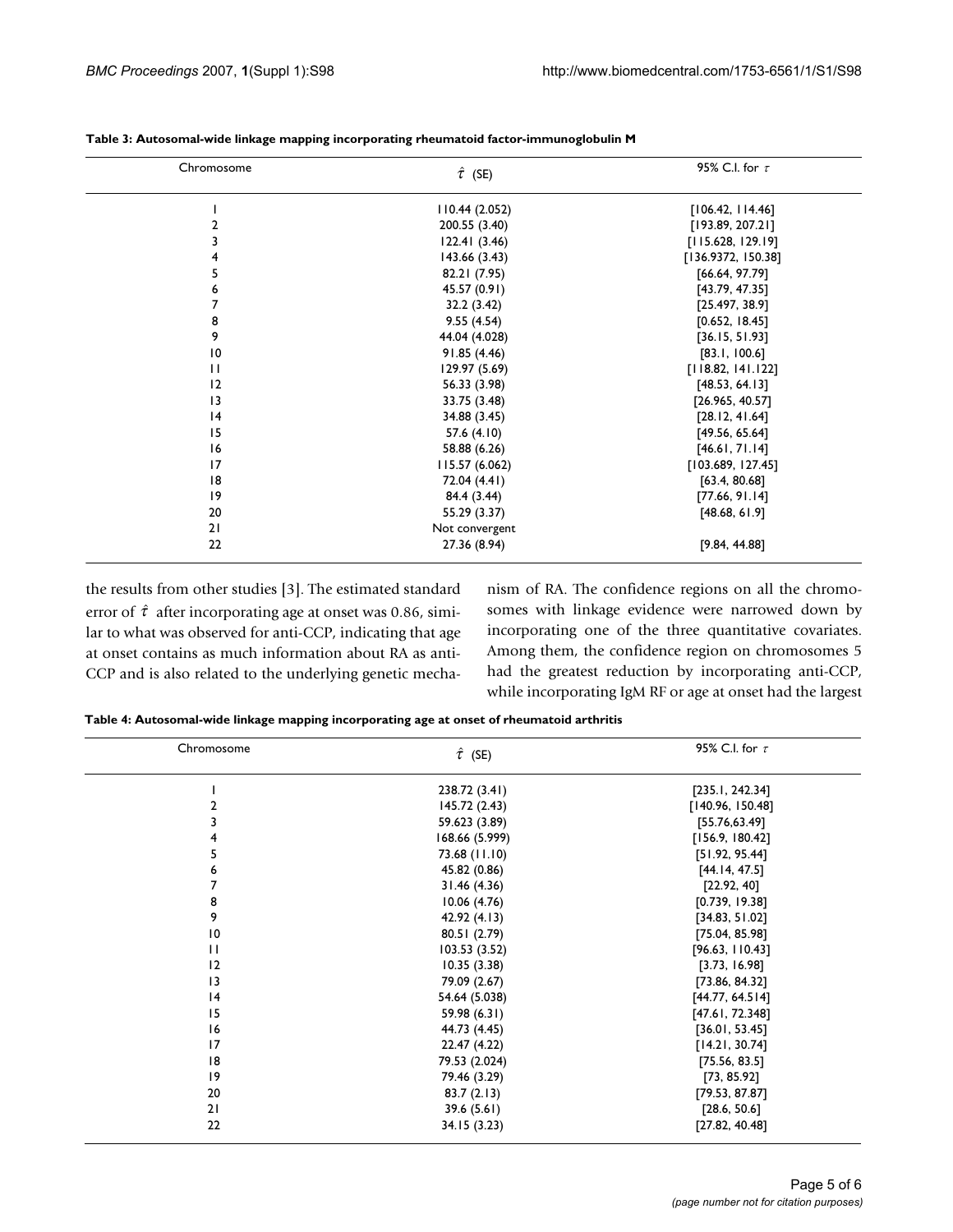**Table 3: Autosomal-wide linkage mapping incorporating rheumatoid factor-immunoglobulin M**

| Chromosome | $\hat{\tau}$ (SE) | 95% C.I. for $\tau$ |
|---|---|---|
| 1 | 110.44 (2.052) | [106.42, 114.46] |
| 2 | 200.55 (3.40) | [193.89, 207.21] |
| 3 | 122.41 (3.46) | [115.628, 129.19] |
| 4 | 143.66 (3.43) | [136.9372, 150.38] |
| 5 | 82.21 (7.95) | [66.64, 97.79] |
| 6 | 45.57 (0.91) | [43.79, 47.35] |
| 7 | 32.2 (3.42) | [25.497, 38.9] |
| 8 | 9.55 (4.54) | [0.652, 18.45] |
| 9 | 44.04 (4.028) | [36.15, 51.93] |
| 10 | 91.85 (4.46) | [83.1, 100.6] |
| 11 | 129.97 (5.69) | [118.82, 141.122] |
| 12 | 56.33 (3.98) | [48.53, 64.13] |
| 13 | 33.75 (3.48) | [26.965, 40.57] |
| 14 | 34.88 (3.45) | [28.12, 41.64] |
| 15 | 57.6 (4.10) | [49.56, 65.64] |
| 16 | 58.88 (6.26) | [46.61, 71.14] |
| 17 | 115.57 (6.062) | [103.689, 127.45] |
| 18 | 72.04 (4.41) | [63.4, 80.68] |
| 19 | 84.4 (3.44) | [77.66, 91.14] |
| 20 | 55.29 (3.37) | [48.68, 61.9] |
| 21 | Not convergent | |
| 22 | 27.36 (8.94) | [9.84, 44.88] |

the results from other studies [3]. The estimated standard error of $\hat{\tau}$ after incorporating age at onset was 0.86, similar to what was observed for anti-CCP, indicating that age at onset contains as much information about RA as anti-CCP and is also related to the underlying genetic mechanism of RA. The confidence regions on all the chromosomes with linkage evidence were narrowed down by incorporating one of the three quantitative covariates. Among them, the confidence region on chromosomes 5 had the greatest reduction by incorporating anti-CCP, while incorporating IgM RF or age at onset had the largest

**Table 4: Autosomal-wide linkage mapping incorporating age at onset of rheumatoid arthritis**

| Chromosome | $\hat{\tau}$ (SE) | 95% C.I. for $\tau$ |
|---|---|---|
| 1 | 238.72 (3.41) | [235.1, 242.34] |
| 2 | 145.72 (2.43) | [140.96, 150.48] |
| 3 | 59.623 (3.89) | [55.76,63.49] |
| 4 | 168.66 (5.999) | [156.9, 180.42] |
| 5 | 73.68 (11.10) | [51.92, 95.44] |
| 6 | 45.82 (0.86) | [44.14, 47.5] |
| 7 | 31.46 (4.36) | [22.92, 40] |
| 8 | 10.06 (4.76) | [0.739, 19.38] |
| 9 | 42.92 (4.13) | [34.83, 51.02] |
| 10 | 80.51 (2.79) | [75.04, 85.98] |
| 11 | 103.53 (3.52) | [96.63, 110.43] |
| 12 | 10.35 (3.38) | [3.73, 16.98] |
| 13 | 79.09 (2.67) | [73.86, 84.32] |
| 14 | 54.64 (5.038) | [44.77, 64.514] |
| 15 | 59.98 (6.31) | [47.61, 72.348] |
| 16 | 44.73 (4.45) | [36.01, 53.45] |
| 17 | 22.47 (4.22) | [14.21, 30.74] |
| 18 | 79.53 (2.024) | [75.56, 83.5] |
| 19 | 79.46 (3.29) | [73, 85.92] |
| 20 | 83.7 (2.13) | [79.53, 87.87] |
| 21 | 39.6 (5.61) | [28.6, 50.6] |
| 22 | 34.15 (3.23) | [27.82, 40.48] |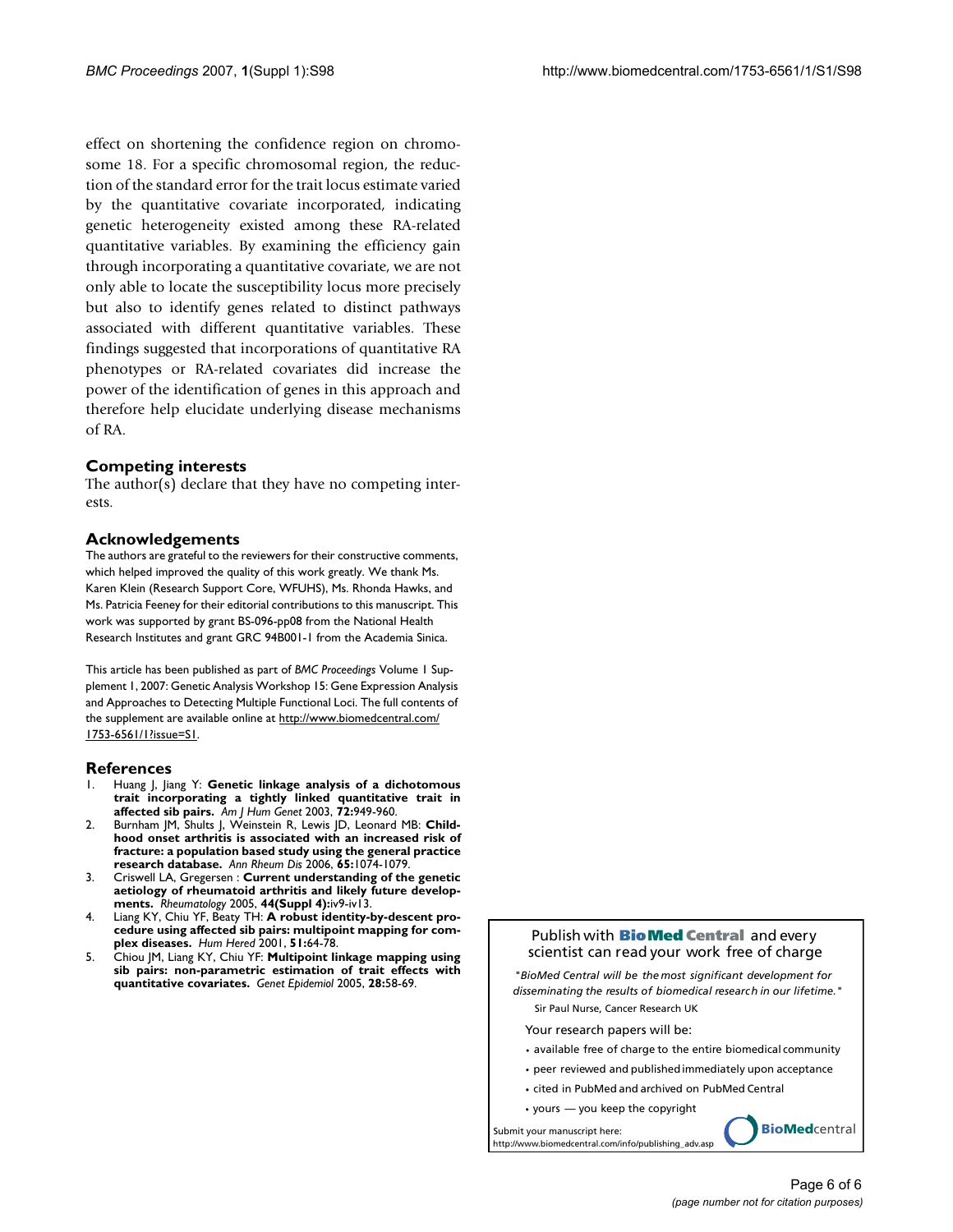effect on shortening the confidence region on chromosome 18. For a specific chromosomal region, the reduction of the standard error for the trait locus estimate varied by the quantitative covariate incorporated, indicating genetic heterogeneity existed among these RA-related quantitative variables. By examining the efficiency gain through incorporating a quantitative covariate, we are not only able to locate the susceptibility locus more precisely but also to identify genes related to distinct pathways associated with different quantitative variables. These findings suggested that incorporations of quantitative RA phenotypes or RA-related covariates did increase the power of the identification of genes in this approach and therefore help elucidate underlying disease mechanisms of RA.

## Competing interests

The author(s) declare that they have no competing interests.

## Acknowledgements

The authors are grateful to the reviewers for their constructive comments, which helped improved the quality of this work greatly. We thank Ms. Karen Klein (Research Support Core, WFUHS), Ms. Rhonda Hawks, and Ms. Patricia Feeney for their editorial contributions to this manuscript. This work was supported by grant BS-096-pp08 from the National Health Research Institutes and grant GRC 94B001-1 from the Academia Sinica.

This article has been published as part of *BMC Proceedings* Volume 1 Supplement 1, 2007: Genetic Analysis Workshop 15: Gene Expression Analysis and Approaches to Detecting Multiple Functional Loci. The full contents of the supplement are available online at http://www.biomedcentral.com/1753-6561/1?issue=S1.

## References

1. Huang J, Jiang Y: **Genetic linkage analysis of a dichotomous trait incorporating a tightly linked quantitative trait in affected sib pairs.** *Am J Hum Genet* 2003, **72:**949-960.
2. Burnham JM, Shults J, Weinstein R, Lewis JD, Leonard MB: **Childhood onset arthritis is associated with an increased risk of fracture: a population based study using the general practice research database.** *Ann Rheum Dis* 2006, **65:**1074-1079.
3. Criswell LA, Gregersen : **Current understanding of the genetic aetiology of rheumatoid arthritis and likely future developments.** *Rheumatology* 2005, **44(Suppl 4):**iv9-iv13.
4. Liang KY, Chiu YF, Beaty TH: **A robust identity-by-descent procedure using affected sib pairs: multipoint mapping for complex diseases.** *Hum Hered* 2001, **51:**64-78.
5. Chiou JM, Liang KY, Chiu YF: **Multipoint linkage mapping using sib pairs: non-parametric estimation of trait effects with quantitative covariates.** *Genet Epidemiol* 2005, **28:**58-69.

Publish with **BioMed Central** and every scientist can read your work free of charge

*"BioMed Central will be the most significant development for disseminating the results of biomedical research in our lifetime."*

Sir Paul Nurse, Cancer Research UK

Your research papers will be:

- available free of charge to the entire biomedical community
- peer reviewed and published immediately upon acceptance
- cited in PubMed and archived on PubMed Central
- yours — you keep the copyright

Submit your manuscript here:
http://www.biomedcentral.com/info/publishing_adv.asp

**BioMed**central